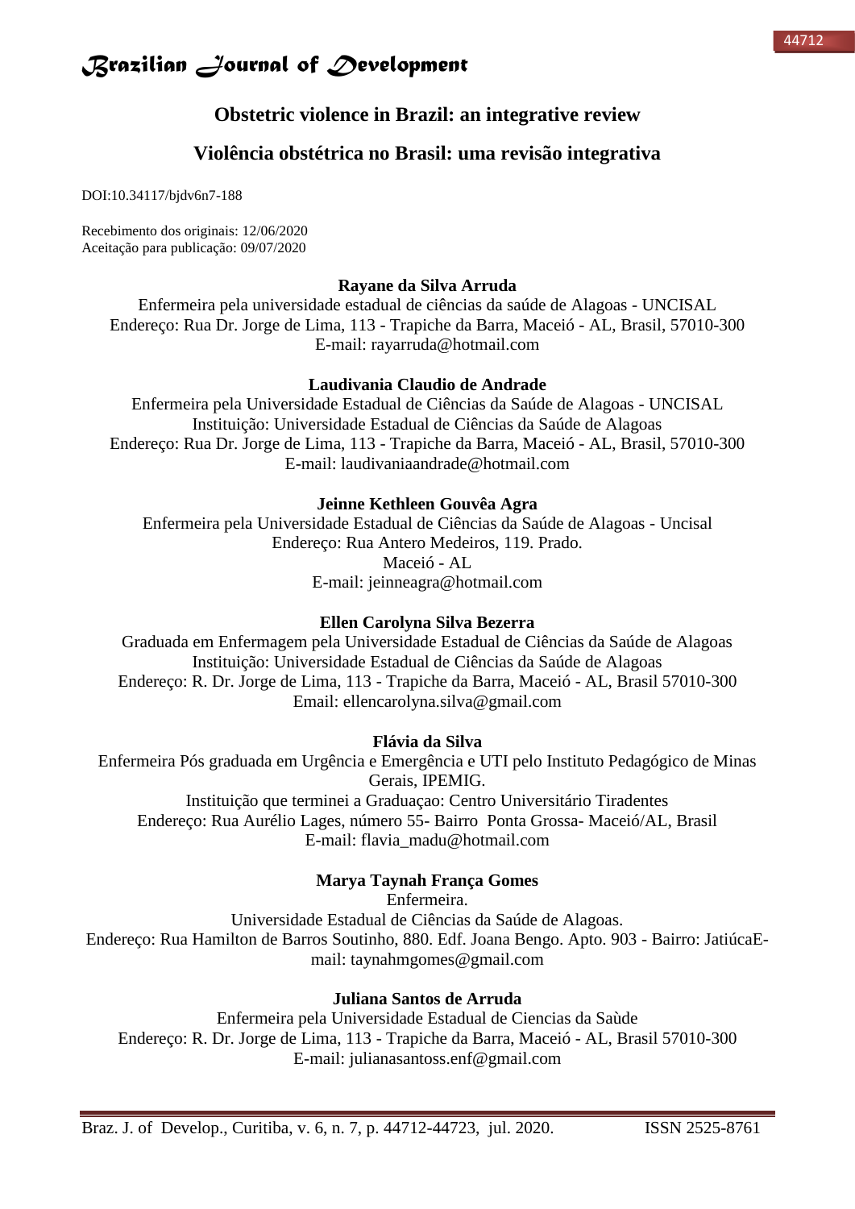# Obstetric violence in Brazil: an integrative review

# Violência obstétrica no Brasil: uma revisão integrativa

DOI:10.34117/bjdv6n7-188

Recebimento dos originais: 12/06/2020
Aceitação para publicação: 09/07/2020

**Rayane da Silva Arruda**
Enfermeira pela universidade estadual de ciências da saúde de Alagoas - UNCISAL
Endereço: Rua Dr. Jorge de Lima, 113 - Trapiche da Barra, Maceió - AL, Brasil, 57010-300
E-mail: rayarruda@hotmail.com

**Laudivania Claudio de Andrade**
Enfermeira pela Universidade Estadual de Ciências da Saúde de Alagoas - UNCISAL
Instituição: Universidade Estadual de Ciências da Saúde de Alagoas
Endereço: Rua Dr. Jorge de Lima, 113 - Trapiche da Barra, Maceió - AL, Brasil, 57010-300
E-mail: laudivaniaandrade@hotmail.com

**Jeinne Kethleen Gouvêa Agra**
Enfermeira pela Universidade Estadual de Ciências da Saúde de Alagoas - Uncisal
Endereço: Rua Antero Medeiros, 119. Prado.
Maceió - AL
E-mail: jeinneagra@hotmail.com

**Ellen Carolyna Silva Bezerra**
Graduada em Enfermagem pela Universidade Estadual de Ciências da Saúde de Alagoas
Instituição: Universidade Estadual de Ciências da Saúde de Alagoas
Endereço: R. Dr. Jorge de Lima, 113 - Trapiche da Barra, Maceió - AL, Brasil 57010-300
Email: ellencarolyna.silva@gmail.com

**Flávia da Silva**
Enfermeira Pós graduada em Urgência e Emergência e UTI pelo Instituto Pedagógico de Minas Gerais, IPEMIG.
Instituição que terminei a Graduaçao: Centro Universitário Tiradentes
Endereço: Rua Aurélio Lages, número 55- Bairro Ponta Grossa- Maceió/AL, Brasil
E-mail: flavia_madu@hotmail.com

**Marya Taynah França Gomes**
Enfermeira.
Universidade Estadual de Ciências da Saúde de Alagoas.
Endereço: Rua Hamilton de Barros Soutinho, 880. Edf. Joana Bengo. Apto. 903 - Bairro: JatiúcaE-mail: taynahmgomes@gmail.com

**Juliana Santos de Arruda**
Enfermeira pela Universidade Estadual de Ciencias da Saùde
Endereço: R. Dr. Jorge de Lima, 113 - Trapiche da Barra, Maceió - AL, Brasil 57010-300
E-mail: julianasantoss.enf@gmail.com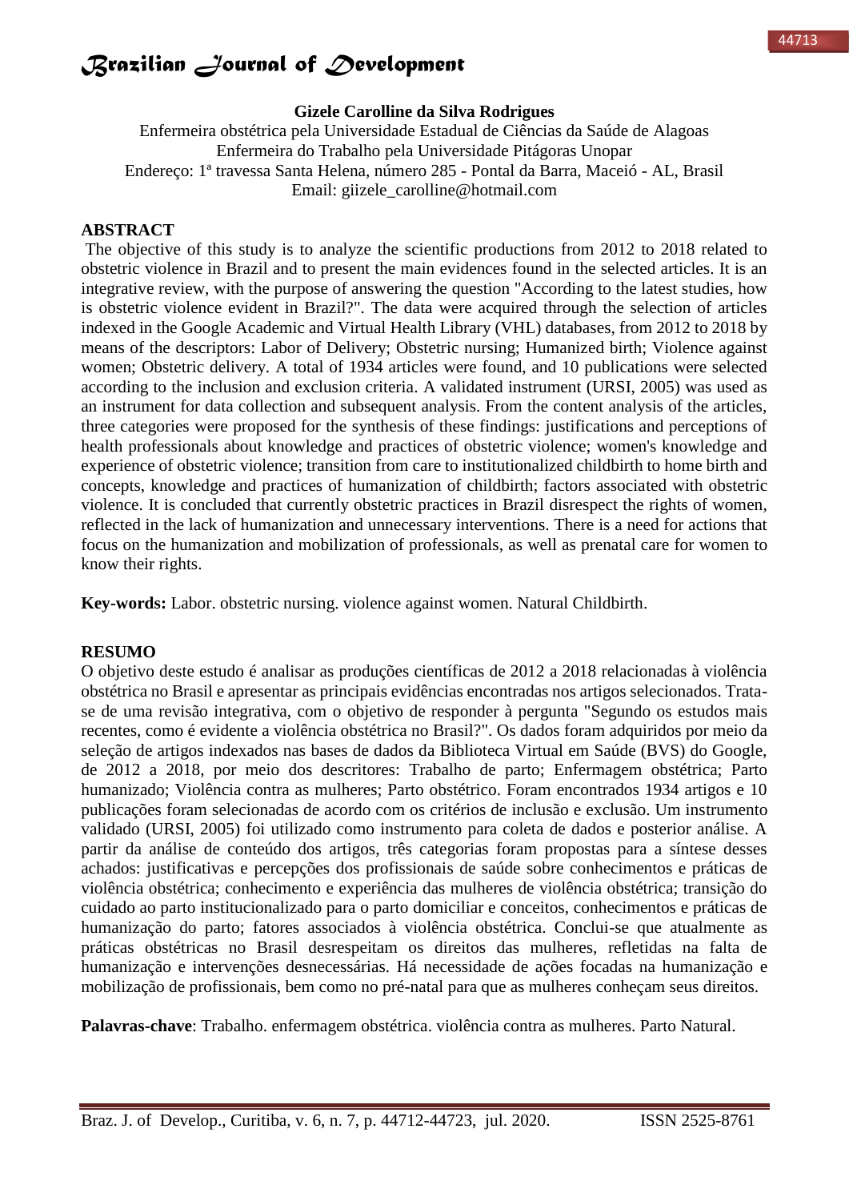**Gizele Carolline da Silva Rodrigues**

Enfermeira obstétrica pela Universidade Estadual de Ciências da Saúde de Alagoas
Enfermeira do Trabalho pela Universidade Pitágoras Unopar
Endereço: 1ª travessa Santa Helena, número 285 - Pontal da Barra, Maceió - AL, Brasil
Email: giizele_carolline@hotmail.com

## ABSTRACT

The objective of this study is to analyze the scientific productions from 2012 to 2018 related to obstetric violence in Brazil and to present the main evidences found in the selected articles. It is an integrative review, with the purpose of answering the question "According to the latest studies, how is obstetric violence evident in Brazil?". The data were acquired through the selection of articles indexed in the Google Academic and Virtual Health Library (VHL) databases, from 2012 to 2018 by means of the descriptors: Labor of Delivery; Obstetric nursing; Humanized birth; Violence against women; Obstetric delivery. A total of 1934 articles were found, and 10 publications were selected according to the inclusion and exclusion criteria. A validated instrument (URSI, 2005) was used as an instrument for data collection and subsequent analysis. From the content analysis of the articles, three categories were proposed for the synthesis of these findings: justifications and perceptions of health professionals about knowledge and practices of obstetric violence; women's knowledge and experience of obstetric violence; transition from care to institutionalized childbirth to home birth and concepts, knowledge and practices of humanization of childbirth; factors associated with obstetric violence. It is concluded that currently obstetric practices in Brazil disrespect the rights of women, reflected in the lack of humanization and unnecessary interventions. There is a need for actions that focus on the humanization and mobilization of professionals, as well as prenatal care for women to know their rights.

**Key-words:** Labor. obstetric nursing. violence against women. Natural Childbirth.

## RESUMO

O objetivo deste estudo é analisar as produções científicas de 2012 a 2018 relacionadas à violência obstétrica no Brasil e apresentar as principais evidências encontradas nos artigos selecionados. Trata-se de uma revisão integrativa, com o objetivo de responder à pergunta "Segundo os estudos mais recentes, como é evidente a violência obstétrica no Brasil?". Os dados foram adquiridos por meio da seleção de artigos indexados nas bases de dados da Biblioteca Virtual em Saúde (BVS) do Google, de 2012 a 2018, por meio dos descritores: Trabalho de parto; Enfermagem obstétrica; Parto humanizado; Violência contra as mulheres; Parto obstétrico. Foram encontrados 1934 artigos e 10 publicações foram selecionadas de acordo com os critérios de inclusão e exclusão. Um instrumento validado (URSI, 2005) foi utilizado como instrumento para coleta de dados e posterior análise. A partir da análise de conteúdo dos artigos, três categorias foram propostas para a síntese desses achados: justificativas e percepções dos profissionais de saúde sobre conhecimentos e práticas de violência obstétrica; conhecimento e experiência das mulheres de violência obstétrica; transição do cuidado ao parto institucionalizado para o parto domiciliar e conceitos, conhecimentos e práticas de humanização do parto; fatores associados à violência obstétrica. Conclui-se que atualmente as práticas obstétricas no Brasil desrespeitam os direitos das mulheres, refletidas na falta de humanização e intervenções desnecessárias. Há necessidade de ações focadas na humanização e mobilização de profissionais, bem como no pré-natal para que as mulheres conheçam seus direitos.

**Palavras-chave**: Trabalho. enfermagem obstétrica. violência contra as mulheres. Parto Natural.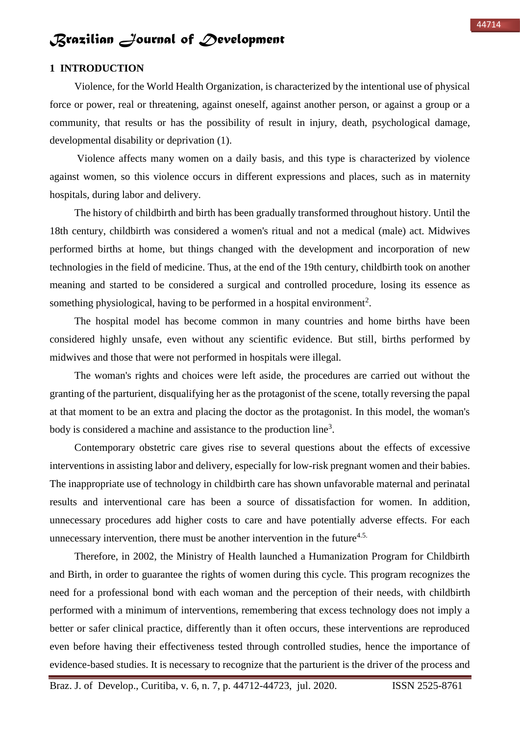## 1 INTRODUCTION

Violence, for the World Health Organization, is characterized by the intentional use of physical force or power, real or threatening, against oneself, against another person, or against a group or a community, that results or has the possibility of result in injury, death, psychological damage, developmental disability or deprivation (1).

Violence affects many women on a daily basis, and this type is characterized by violence against women, so this violence occurs in different expressions and places, such as in maternity hospitals, during labor and delivery.

The history of childbirth and birth has been gradually transformed throughout history. Until the 18th century, childbirth was considered a women's ritual and not a medical (male) act. Midwives performed births at home, but things changed with the development and incorporation of new technologies in the field of medicine. Thus, at the end of the 19th century, childbirth took on another meaning and started to be considered a surgical and controlled procedure, losing its essence as something physiological, having to be performed in a hospital environment[2].

The hospital model has become common in many countries and home births have been considered highly unsafe, even without any scientific evidence. But still, births performed by midwives and those that were not performed in hospitals were illegal.

The woman's rights and choices were left aside, the procedures are carried out without the granting of the parturient, disqualifying her as the protagonist of the scene, totally reversing the papal at that moment to be an extra and placing the doctor as the protagonist. In this model, the woman's body is considered a machine and assistance to the production line[3].

Contemporary obstetric care gives rise to several questions about the effects of excessive interventions in assisting labor and delivery, especially for low-risk pregnant women and their babies. The inappropriate use of technology in childbirth care has shown unfavorable maternal and perinatal results and interventional care has been a source of dissatisfaction for women. In addition, unnecessary procedures add higher costs to care and have potentially adverse effects. For each unnecessary intervention, there must be another intervention in the future[4.5.]

Therefore, in 2002, the Ministry of Health launched a Humanization Program for Childbirth and Birth, in order to guarantee the rights of women during this cycle. This program recognizes the need for a professional bond with each woman and the perception of their needs, with childbirth performed with a minimum of interventions, remembering that excess technology does not imply a better or safer clinical practice, differently than it often occurs, these interventions are reproduced even before having their effectiveness tested through controlled studies, hence the importance of evidence-based studies. It is necessary to recognize that the parturient is the driver of the process and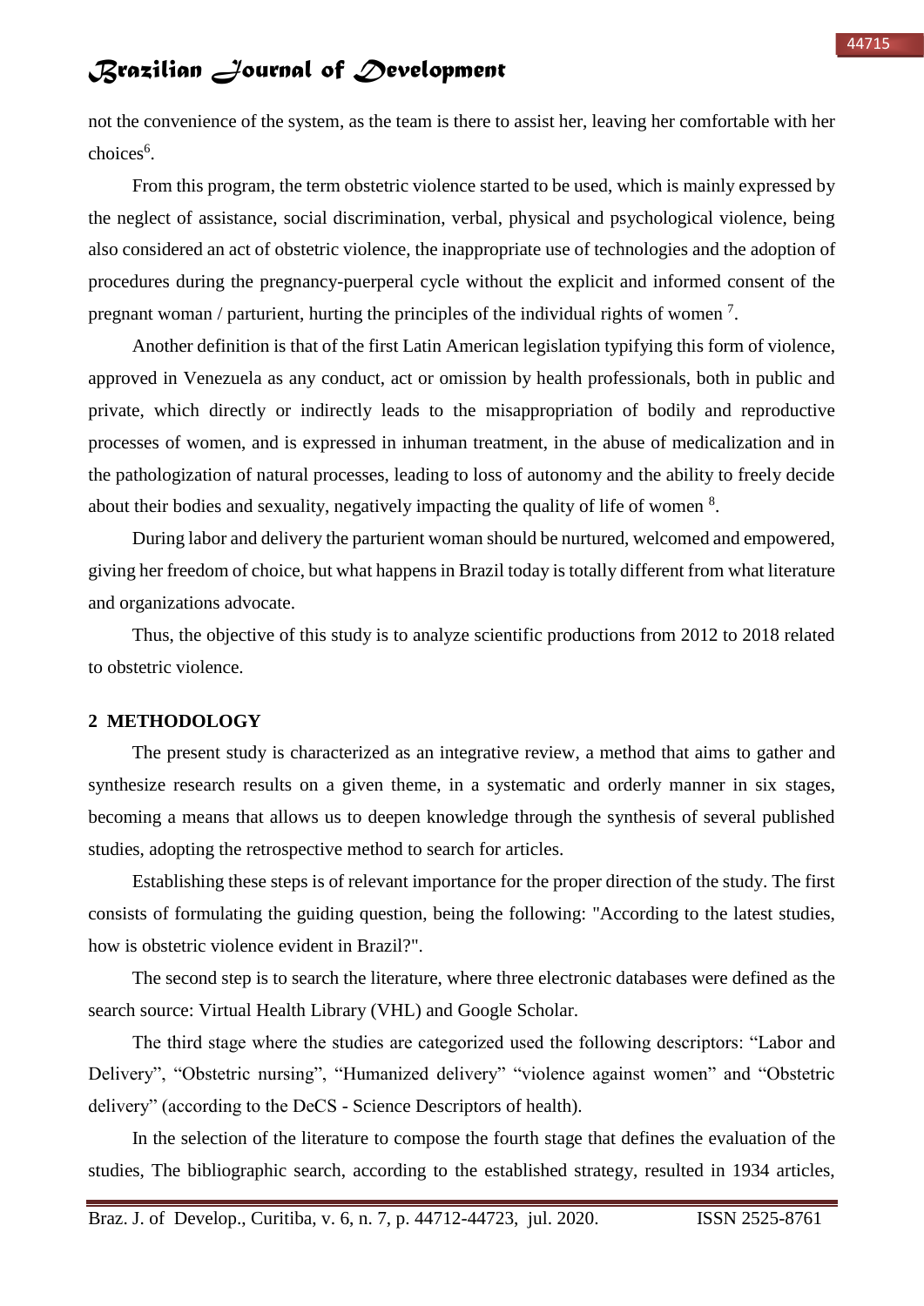not the convenience of the system, as the team is there to assist her, leaving her comfortable with her choices[6].

From this program, the term obstetric violence started to be used, which is mainly expressed by the neglect of assistance, social discrimination, verbal, physical and psychological violence, being also considered an act of obstetric violence, the inappropriate use of technologies and the adoption of procedures during the pregnancy-puerperal cycle without the explicit and informed consent of the pregnant woman / parturient, hurting the principles of the individual rights of women [7].

Another definition is that of the first Latin American legislation typifying this form of violence, approved in Venezuela as any conduct, act or omission by health professionals, both in public and private, which directly or indirectly leads to the misappropriation of bodily and reproductive processes of women, and is expressed in inhuman treatment, in the abuse of medicalization and in the pathologization of natural processes, leading to loss of autonomy and the ability to freely decide about their bodies and sexuality, negatively impacting the quality of life of women [8].

During labor and delivery the parturient woman should be nurtured, welcomed and empowered, giving her freedom of choice, but what happens in Brazil today is totally different from what literature and organizations advocate.

Thus, the objective of this study is to analyze scientific productions from 2012 to 2018 related to obstetric violence.

## 2 METHODOLOGY

The present study is characterized as an integrative review, a method that aims to gather and synthesize research results on a given theme, in a systematic and orderly manner in six stages, becoming a means that allows us to deepen knowledge through the synthesis of several published studies, adopting the retrospective method to search for articles.

Establishing these steps is of relevant importance for the proper direction of the study. The first consists of formulating the guiding question, being the following: "According to the latest studies, how is obstetric violence evident in Brazil?".

The second step is to search the literature, where three electronic databases were defined as the search source: Virtual Health Library (VHL) and Google Scholar.

The third stage where the studies are categorized used the following descriptors: “Labor and Delivery”, “Obstetric nursing”, “Humanized delivery” “violence against women” and “Obstetric delivery” (according to the DeCS - Science Descriptors of health).

In the selection of the literature to compose the fourth stage that defines the evaluation of the studies, The bibliographic search, according to the established strategy, resulted in 1934 articles,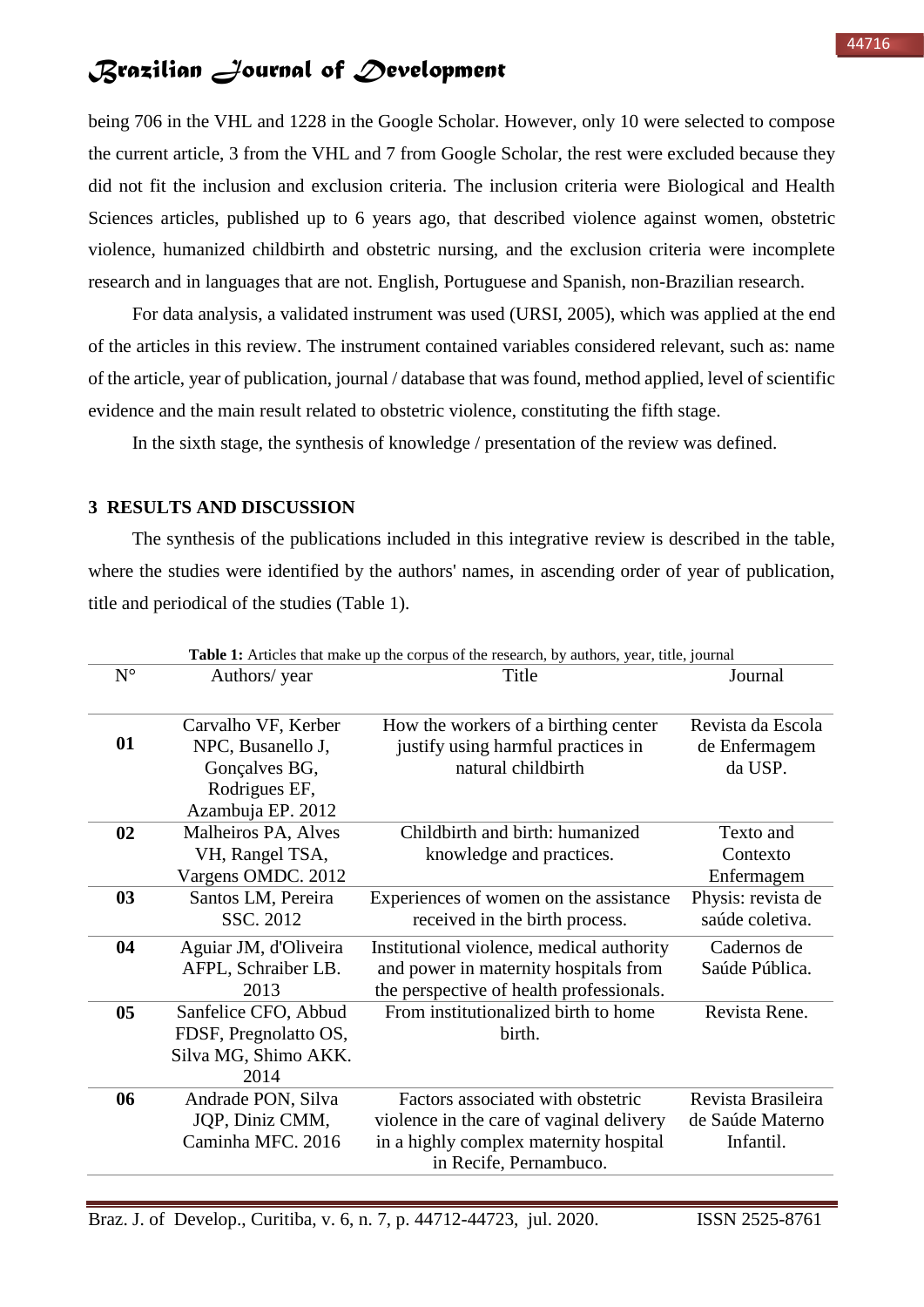being 706 in the VHL and 1228 in the Google Scholar. However, only 10 were selected to compose the current article, 3 from the VHL and 7 from Google Scholar, the rest were excluded because they did not fit the inclusion and exclusion criteria. The inclusion criteria were Biological and Health Sciences articles, published up to 6 years ago, that described violence against women, obstetric violence, humanized childbirth and obstetric nursing, and the exclusion criteria were incomplete research and in languages that are not. English, Portuguese and Spanish, non-Brazilian research.

For data analysis, a validated instrument was used (URSI, 2005), which was applied at the end of the articles in this review. The instrument contained variables considered relevant, such as: name of the article, year of publication, journal / database that was found, method applied, level of scientific evidence and the main result related to obstetric violence, constituting the fifth stage.

In the sixth stage, the synthesis of knowledge / presentation of the review was defined.

## 3 RESULTS AND DISCUSSION

The synthesis of the publications included in this integrative review is described in the table, where the studies were identified by the authors' names, in ascending order of year of publication, title and periodical of the studies (Table 1).

**Table 1:** Articles that make up the corpus of the research, by authors, year, title, journal

| N° | Authors/ year | Title | Journal |
|---|---|---|---|
| **01** | Carvalho VF, Kerber NPC, Busanello J, Gonçalves BG, Rodrigues EF, Azambuja EP. 2012 | How the workers of a birthing center justify using harmful practices in natural childbirth | Revista da Escola de Enfermagem da USP. |
| **02** | Malheiros PA, Alves VH, Rangel TSA, Vargens OMDC. 2012 | Childbirth and birth: humanized knowledge and practices. | Texto and Contexto Enfermagem |
| **03** | Santos LM, Pereira SSC. 2012 | Experiences of women on the assistance received in the birth process. | Physis: revista de saúde coletiva. |
| **04** | Aguiar JM, d'Oliveira AFPL, Schraiber LB. 2013 | Institutional violence, medical authority and power in maternity hospitals from the perspective of health professionals. | Cadernos de Saúde Pública. |
| **05** | Sanfelice CFO, Abbud FDSF, Pregnolatto OS, Silva MG, Shimo AKK. 2014 | From institutionalized birth to home birth. | Revista Rene. |
| **06** | Andrade PON, Silva JQP, Diniz CMM, Caminha MFC. 2016 | Factors associated with obstetric violence in the care of vaginal delivery in a highly complex maternity hospital in Recife, Pernambuco. | Revista Brasileira de Saúde Materno Infantil. |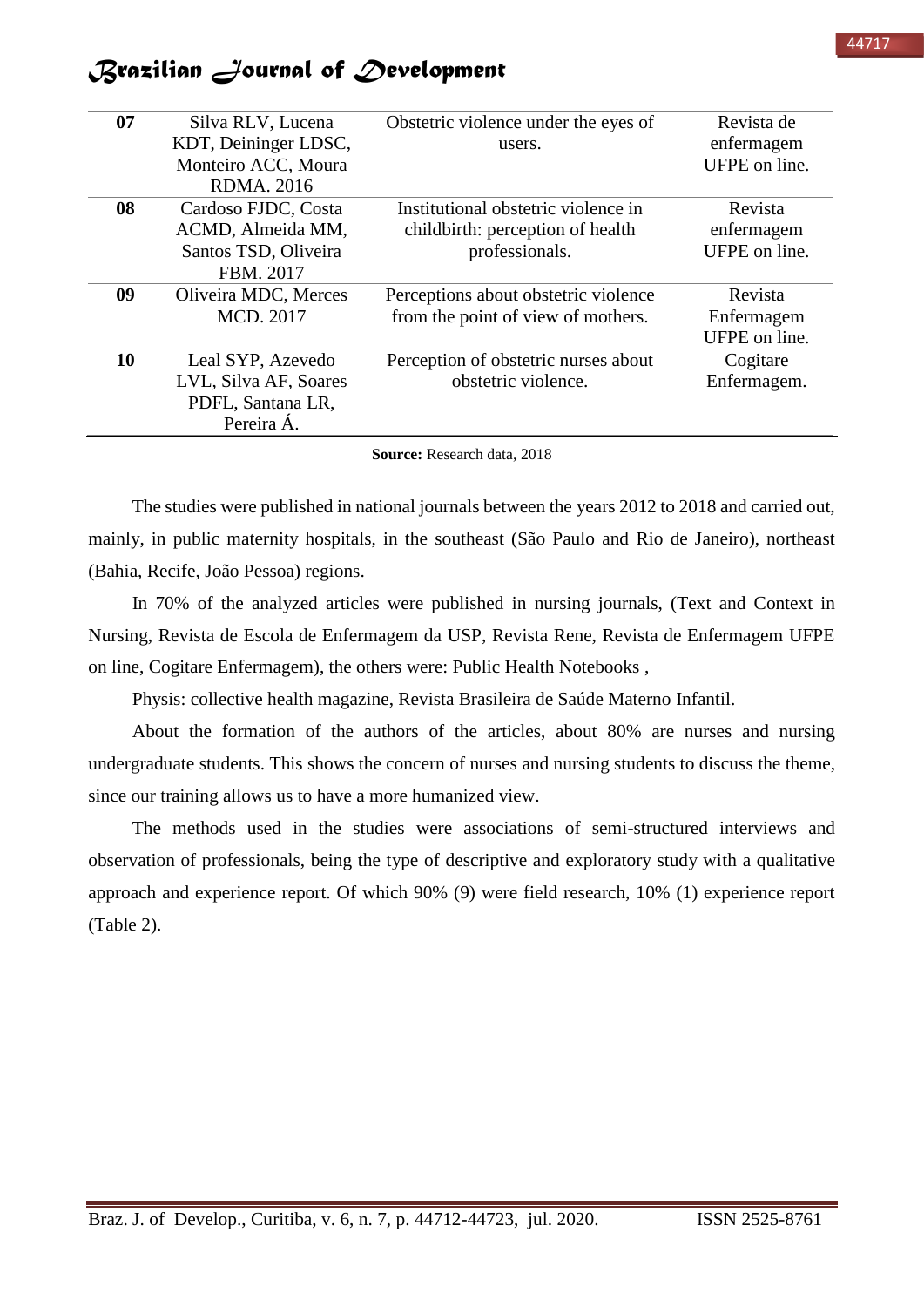| | | | |
|---|---|---|---|
| **07** | Silva RLV, Lucena KDT, Deininger LDSC, Monteiro ACC, Moura RDMA. 2016 | Obstetric violence under the eyes of users. | Revista de enfermagem UFPE on line. |
| **08** | Cardoso FJDC, Costa ACMD, Almeida MM, Santos TSD, Oliveira FBM. 2017 | Institutional obstetric violence in childbirth: perception of health professionals. | Revista enfermagem UFPE on line. |
| **09** | Oliveira MDC, Merces MCD. 2017 | Perceptions about obstetric violence from the point of view of mothers. | Revista Enfermagem UFPE on line. |
| **10** | Leal SYP, Azevedo LVL, Silva AF, Soares PDFL, Santana LR, Pereira Á. | Perception of obstetric nurses about obstetric violence. | Cogitare Enfermagem. |

**Source:** Research data, 2018

The studies were published in national journals between the years 2012 to 2018 and carried out, mainly, in public maternity hospitals, in the southeast (São Paulo and Rio de Janeiro), northeast (Bahia, Recife, João Pessoa) regions.

In 70% of the analyzed articles were published in nursing journals, (Text and Context in Nursing, Revista de Escola de Enfermagem da USP, Revista Rene, Revista de Enfermagem UFPE on line, Cogitare Enfermagem), the others were: Public Health Notebooks ,

Physis: collective health magazine, Revista Brasileira de Saúde Materno Infantil.

About the formation of the authors of the articles, about 80% are nurses and nursing undergraduate students. This shows the concern of nurses and nursing students to discuss the theme, since our training allows us to have a more humanized view.

The methods used in the studies were associations of semi-structured interviews and observation of professionals, being the type of descriptive and exploratory study with a qualitative approach and experience report. Of which 90% (9) were field research, 10% (1) experience report (Table 2).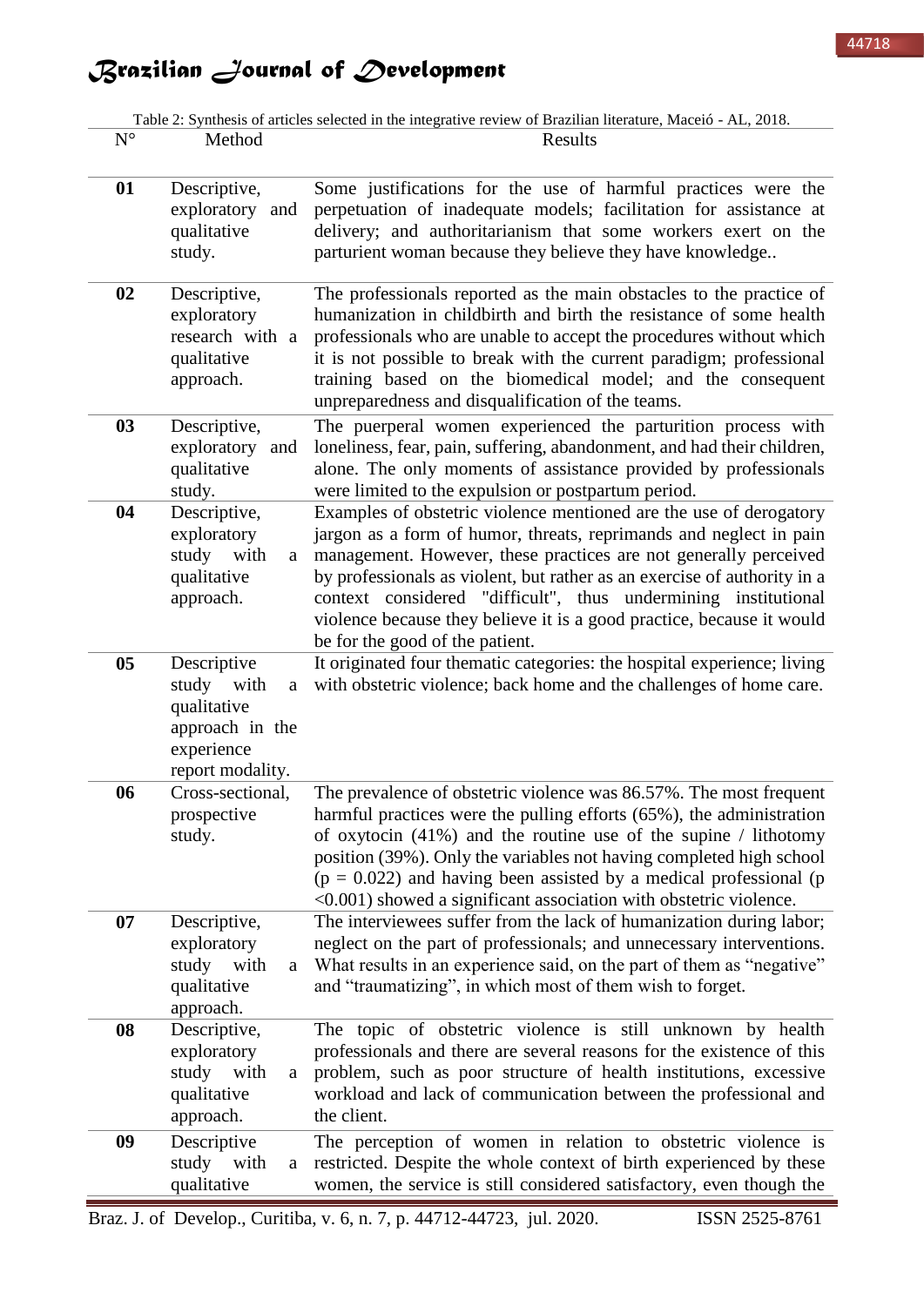Table 2: Synthesis of articles selected in the integrative review of Brazilian literature, Maceió - AL, 2018.

| N° | Method | Results |
|---|---|---|
| **01** | Descriptive, exploratory and qualitative study. | Some justifications for the use of harmful practices were the perpetuation of inadequate models; facilitation for assistance at delivery; and authoritarianism that some workers exert on the parturient woman because they believe they have knowledge.. |
| **02** | Descriptive, exploratory research with a qualitative approach. | The professionals reported as the main obstacles to the practice of humanization in childbirth and birth the resistance of some health professionals who are unable to accept the procedures without which it is not possible to break with the current paradigm; professional training based on the biomedical model; and the consequent unpreparedness and disqualification of the teams. |
| **03** | Descriptive, exploratory and qualitative study. | The puerperal women experienced the parturition process with loneliness, fear, pain, suffering, abandonment, and had their children, alone. The only moments of assistance provided by professionals were limited to the expulsion or postpartum period. |
| **04** | Descriptive, exploratory study with a qualitative approach. | Examples of obstetric violence mentioned are the use of derogatory jargon as a form of humor, threats, reprimands and neglect in pain management. However, these practices are not generally perceived by professionals as violent, but rather as an exercise of authority in a context considered "difficult", thus undermining institutional violence because they believe it is a good practice, because it would be for the good of the patient. |
| **05** | Descriptive study with a qualitative approach in the experience report modality. | It originated four thematic categories: the hospital experience; living with obstetric violence; back home and the challenges of home care. |
| **06** | Cross-sectional, prospective study. | The prevalence of obstetric violence was 86.57%. The most frequent harmful practices were the pulling efforts (65%), the administration of oxytocin (41%) and the routine use of the supine / lithotomy position (39%). Only the variables not having completed high school ($p = 0.022$) and having been assisted by a medical professional ($p < 0.001$) showed a significant association with obstetric violence. |
| **07** | Descriptive, exploratory study with a qualitative approach. | The interviewees suffer from the lack of humanization during labor; neglect on the part of professionals; and unnecessary interventions. What results in an experience said, on the part of them as "negative" and "traumatizing", in which most of them wish to forget. |
| **08** | Descriptive, exploratory study with a qualitative approach. | The topic of obstetric violence is still unknown by health professionals and there are several reasons for the existence of this problem, such as poor structure of health institutions, excessive workload and lack of communication between the professional and the client. |
| **09** | Descriptive study with a qualitative | The perception of women in relation to obstetric violence is restricted. Despite the whole context of birth experienced by these women, the service is still considered satisfactory, even though the |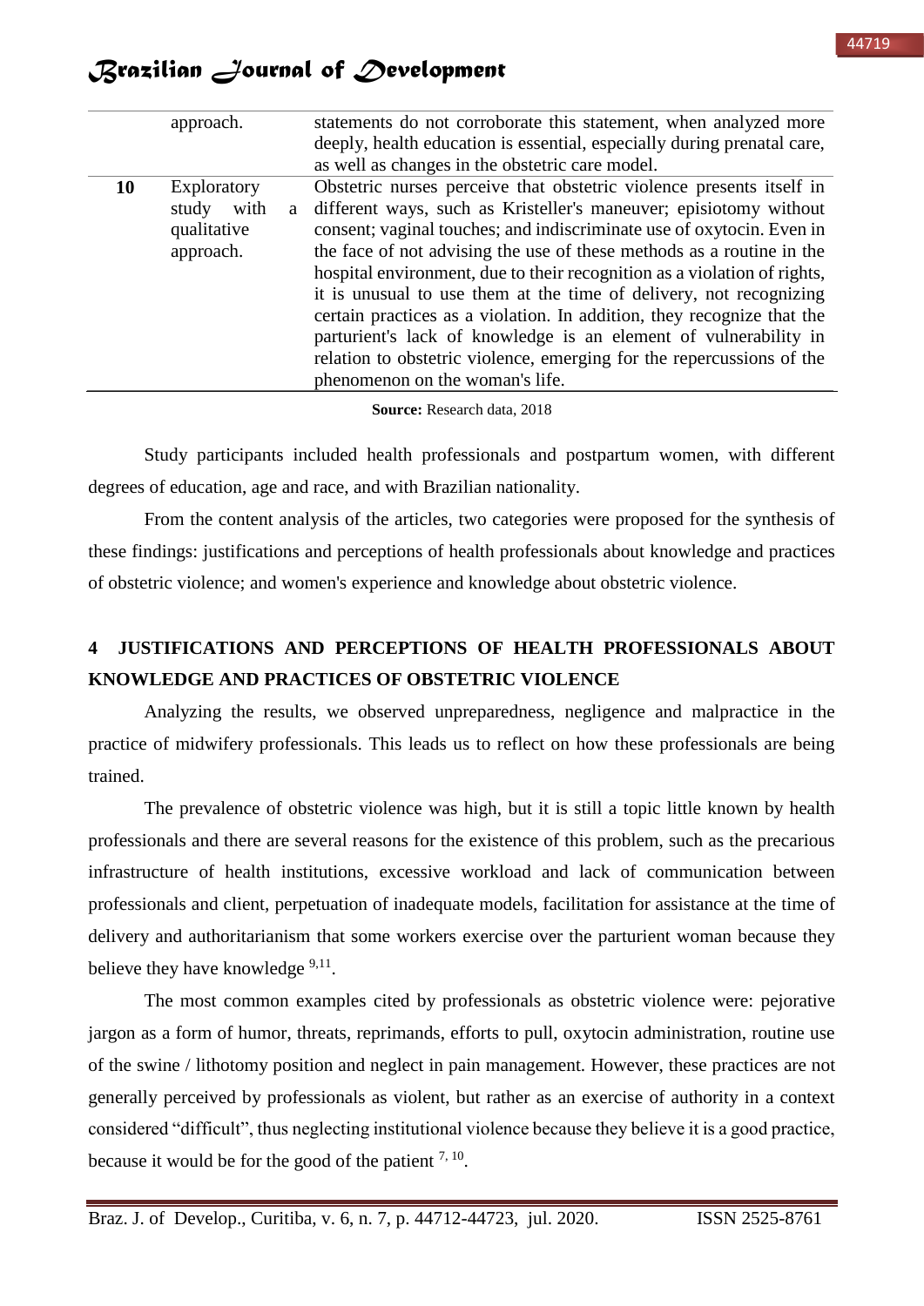| | approach. | statements do not corroborate this statement, when analyzed more deeply, health education is essential, especially during prenatal care, as well as changes in the obstetric care model. |
|---|---|---|
| **10** | Exploratory study with a qualitative approach. | Obstetric nurses perceive that obstetric violence presents itself in different ways, such as Kristeller's maneuver; episiotomy without consent; vaginal touches; and indiscriminate use of oxytocin. Even in the face of not advising the use of these methods as a routine in the hospital environment, due to their recognition as a violation of rights, it is unusual to use them at the time of delivery, not recognizing certain practices as a violation. In addition, they recognize that the parturient's lack of knowledge is an element of vulnerability in relation to obstetric violence, emerging for the repercussions of the phenomenon on the woman's life. |

**Source:** Research data, 2018

Study participants included health professionals and postpartum women, with different degrees of education, age and race, and with Brazilian nationality.

From the content analysis of the articles, two categories were proposed for the synthesis of these findings: justifications and perceptions of health professionals about knowledge and practices of obstetric violence; and women's experience and knowledge about obstetric violence.

## 4 JUSTIFICATIONS AND PERCEPTIONS OF HEALTH PROFESSIONALS ABOUT KNOWLEDGE AND PRACTICES OF OBSTETRIC VIOLENCE

Analyzing the results, we observed unpreparedness, negligence and malpractice in the practice of midwifery professionals. This leads us to reflect on how these professionals are being trained.

The prevalence of obstetric violence was high, but it is still a topic little known by health professionals and there are several reasons for the existence of this problem, such as the precarious infrastructure of health institutions, excessive workload and lack of communication between professionals and client, perpetuation of inadequate models, facilitation for assistance at the time of delivery and authoritarianism that some workers exercise over the parturient woman because they believe they have knowledge [9,11].

The most common examples cited by professionals as obstetric violence were: pejorative jargon as a form of humor, threats, reprimands, efforts to pull, oxytocin administration, routine use of the swine / lithotomy position and neglect in pain management. However, these practices are not generally perceived by professionals as violent, but rather as an exercise of authority in a context considered "difficult", thus neglecting institutional violence because they believe it is a good practice, because it would be for the good of the patient [7, 10].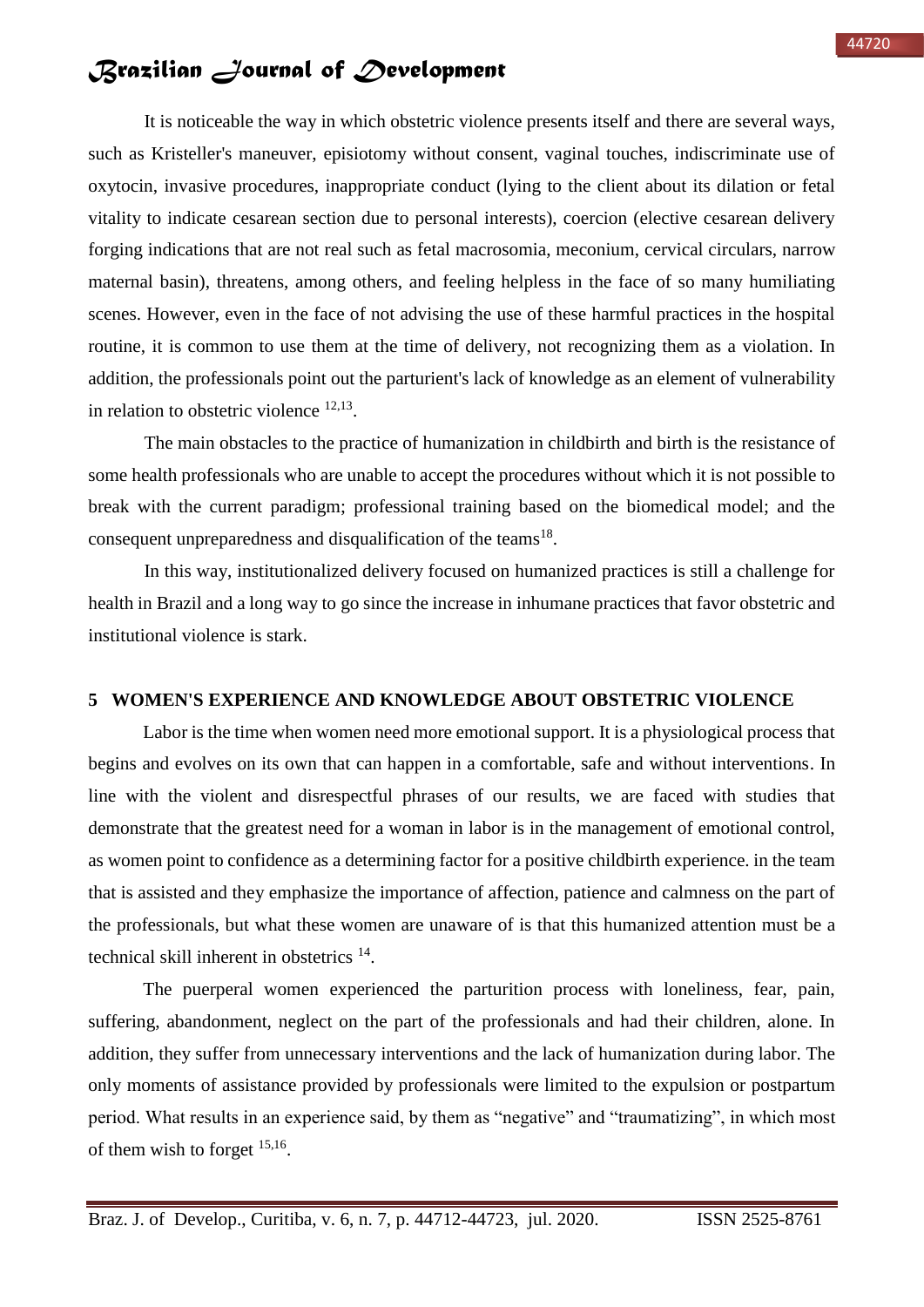It is noticeable the way in which obstetric violence presents itself and there are several ways, such as Kristeller's maneuver, episiotomy without consent, vaginal touches, indiscriminate use of oxytocin, invasive procedures, inappropriate conduct (lying to the client about its dilation or fetal vitality to indicate cesarean section due to personal interests), coercion (elective cesarean delivery forging indications that are not real such as fetal macrosomia, meconium, cervical circulars, narrow maternal basin), threatens, among others, and feeling helpless in the face of so many humiliating scenes. However, even in the face of not advising the use of these harmful practices in the hospital routine, it is common to use them at the time of delivery, not recognizing them as a violation. In addition, the professionals point out the parturient's lack of knowledge as an element of vulnerability in relation to obstetric violence [12,13].

The main obstacles to the practice of humanization in childbirth and birth is the resistance of some health professionals who are unable to accept the procedures without which it is not possible to break with the current paradigm; professional training based on the biomedical model; and the consequent unpreparedness and disqualification of the teams[18].

In this way, institutionalized delivery focused on humanized practices is still a challenge for health in Brazil and a long way to go since the increase in inhumane practices that favor obstetric and institutional violence is stark.

## 5 WOMEN'S EXPERIENCE AND KNOWLEDGE ABOUT OBSTETRIC VIOLENCE

Labor is the time when women need more emotional support. It is a physiological process that begins and evolves on its own that can happen in a comfortable, safe and without interventions. In line with the violent and disrespectful phrases of our results, we are faced with studies that demonstrate that the greatest need for a woman in labor is in the management of emotional control, as women point to confidence as a determining factor for a positive childbirth experience. in the team that is assisted and they emphasize the importance of affection, patience and calmness on the part of the professionals, but what these women are unaware of is that this humanized attention must be a technical skill inherent in obstetrics [14].

The puerperal women experienced the parturition process with loneliness, fear, pain, suffering, abandonment, neglect on the part of the professionals and had their children, alone. In addition, they suffer from unnecessary interventions and the lack of humanization during labor. The only moments of assistance provided by professionals were limited to the expulsion or postpartum period. What results in an experience said, by them as "negative" and "traumatizing", in which most of them wish to forget [15,16].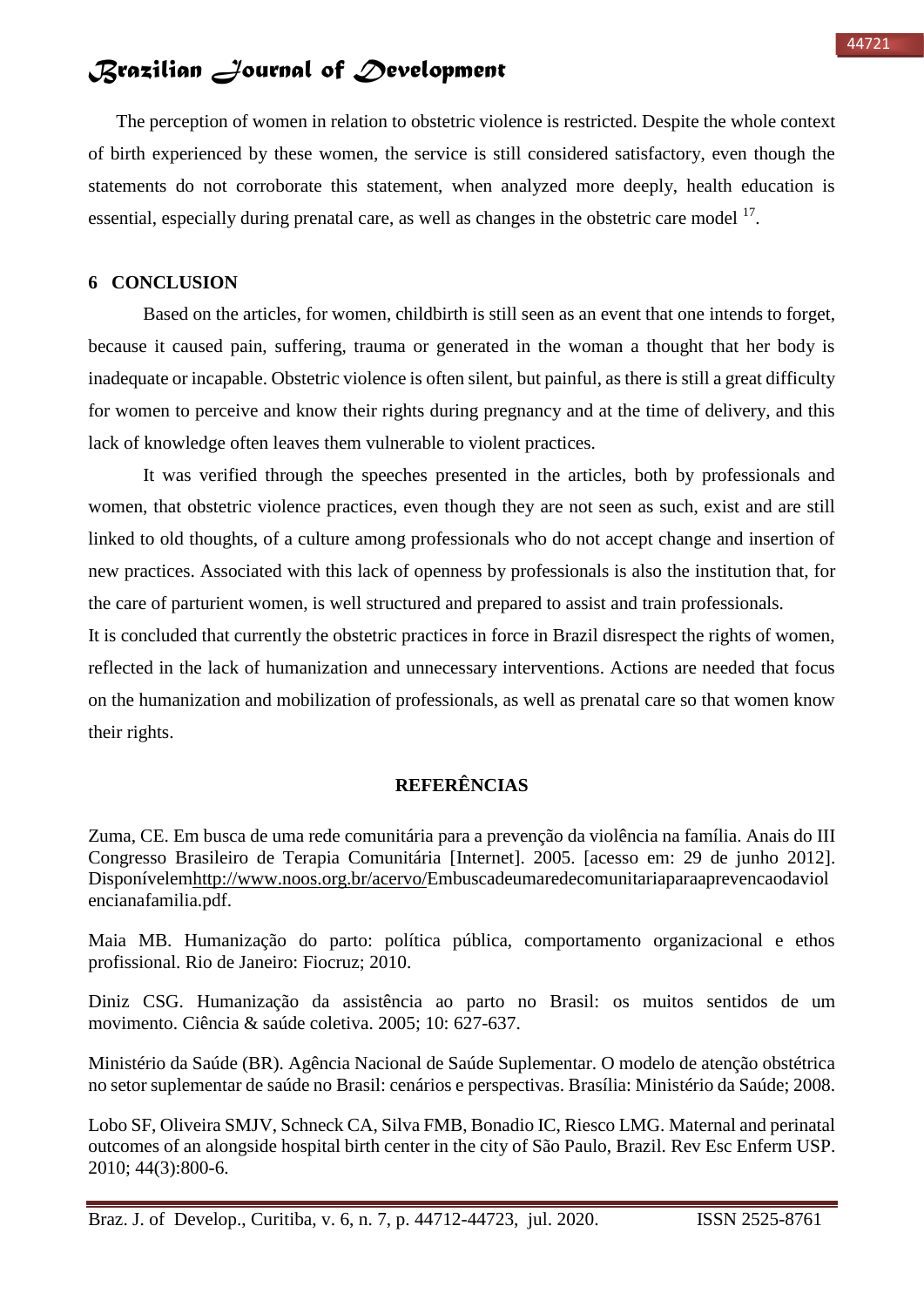The perception of women in relation to obstetric violence is restricted. Despite the whole context of birth experienced by these women, the service is still considered satisfactory, even though the statements do not corroborate this statement, when analyzed more deeply, health education is essential, especially during prenatal care, as well as changes in the obstetric care model [17].

## 6 CONCLUSION

Based on the articles, for women, childbirth is still seen as an event that one intends to forget, because it caused pain, suffering, trauma or generated in the woman a thought that her body is inadequate or incapable. Obstetric violence is often silent, but painful, as there is still a great difficulty for women to perceive and know their rights during pregnancy and at the time of delivery, and this lack of knowledge often leaves them vulnerable to violent practices.

It was verified through the speeches presented in the articles, both by professionals and women, that obstetric violence practices, even though they are not seen as such, exist and are still linked to old thoughts, of a culture among professionals who do not accept change and insertion of new practices. Associated with this lack of openness by professionals is also the institution that, for the care of parturient women, is well structured and prepared to assist and train professionals.

It is concluded that currently the obstetric practices in force in Brazil disrespect the rights of women, reflected in the lack of humanization and unnecessary interventions. Actions are needed that focus on the humanization and mobilization of professionals, as well as prenatal care so that women know their rights.

## REFERÊNCIAS

Zuma, CE. Em busca de uma rede comunitária para a prevenção da violência na família. Anais do III Congresso Brasileiro de Terapia Comunitária [Internet]. 2005. [acesso em: 29 de junho 2012]. Disponívelemhttp://www.noos.org.br/acervo/Embuscadeumaredecomunitariaparaaprevencaodaviolencianafamilia.pdf.

Maia MB. Humanização do parto: política pública, comportamento organizacional e ethos profissional. Rio de Janeiro: Fiocruz; 2010.

Diniz CSG. Humanização da assistência ao parto no Brasil: os muitos sentidos de um movimento. Ciência & saúde coletiva. 2005; 10: 627-637.

Ministério da Saúde (BR). Agência Nacional de Saúde Suplementar. O modelo de atenção obstétrica no setor suplementar de saúde no Brasil: cenários e perspectivas. Brasília: Ministério da Saúde; 2008.

Lobo SF, Oliveira SMJV, Schneck CA, Silva FMB, Bonadio IC, Riesco LMG. Maternal and perinatal outcomes of an alongside hospital birth center in the city of São Paulo, Brazil. Rev Esc Enferm USP. 2010; 44(3):800-6.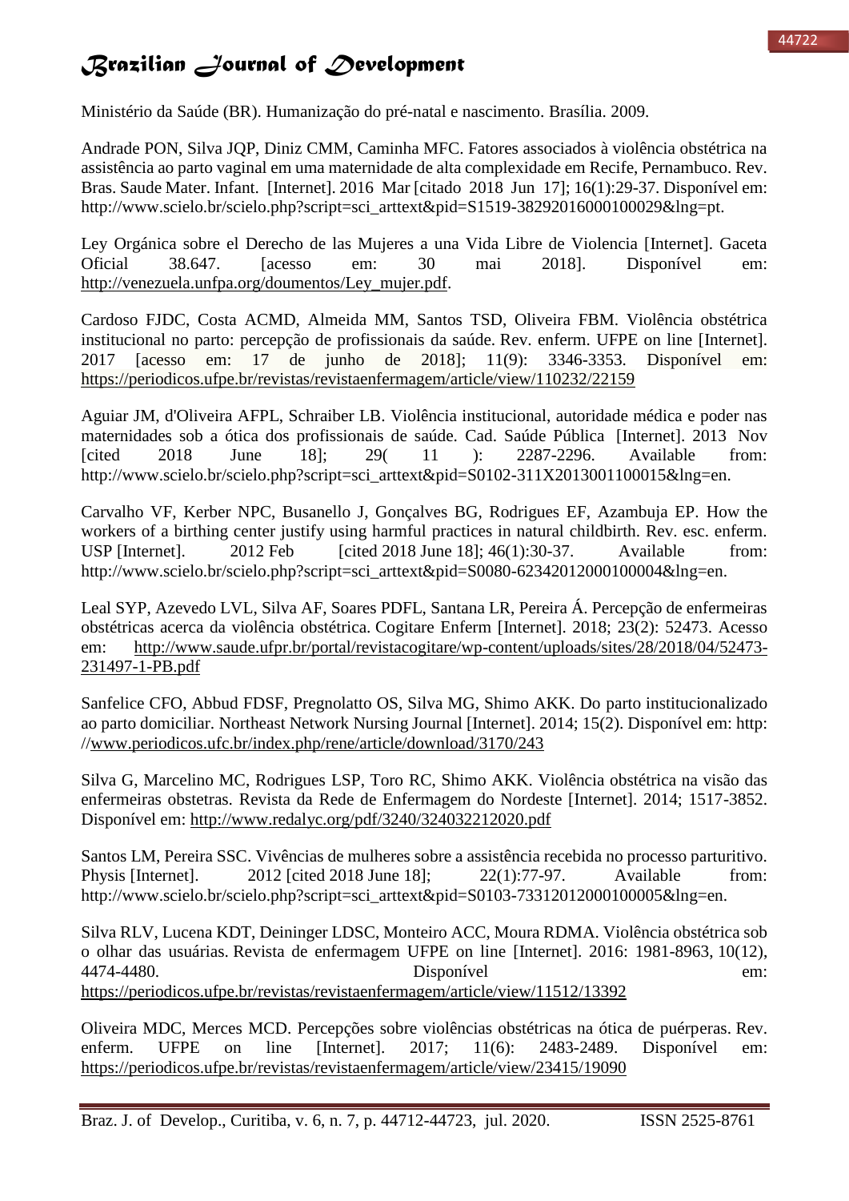Ministério da Saúde (BR). Humanização do pré-natal e nascimento. Brasília. 2009.

Andrade PON, Silva JQP, Diniz CMM, Caminha MFC. Fatores associados à violência obstétrica na assistência ao parto vaginal em uma maternidade de alta complexidade em Recife, Pernambuco. Rev. Bras. Saude Mater. Infant. [Internet]. 2016 Mar [citado 2018 Jun 17]; 16(1):29-37. Disponível em: http://www.scielo.br/scielo.php?script=sci_arttext&pid=S1519-38292016000100029&lng=pt.

Ley Orgánica sobre el Derecho de las Mujeres a una Vida Libre de Violencia [Internet]. Gaceta Oficial 38.647. [acesso em: 30 mai 2018]. Disponível em: http://venezuela.unfpa.org/doumentos/Ley_mujer.pdf.

Cardoso FJDC, Costa ACMD, Almeida MM, Santos TSD, Oliveira FBM. Violência obstétrica institucional no parto: percepção de profissionais da saúde. Rev. enferm. UFPE on line [Internet]. 2017 [acesso em: 17 de junho de 2018]; 11(9): 3346-3353. Disponível em: https://periodicos.ufpe.br/revistas/revistaenfermagem/article/view/110232/22159

Aguiar JM, d'Oliveira AFPL, Schraiber LB. Violência institucional, autoridade médica e poder nas maternidades sob a ótica dos profissionais de saúde. Cad. Saúde Pública [Internet]. 2013 Nov [cited 2018 June 18]; 29( 11 ): 2287-2296. Available from: http://www.scielo.br/scielo.php?script=sci_arttext&pid=S0102-311X2013001100015&lng=en.

Carvalho VF, Kerber NPC, Busanello J, Gonçalves BG, Rodrigues EF, Azambuja EP. How the workers of a birthing center justify using harmful practices in natural childbirth. Rev. esc. enferm. USP [Internet]. 2012 Feb [cited 2018 June 18]; 46(1):30-37. Available from: http://www.scielo.br/scielo.php?script=sci_arttext&pid=S0080-62342012000100004&lng=en.

Leal SYP, Azevedo LVL, Silva AF, Soares PDFL, Santana LR, Pereira Á. Percepção de enfermeiras obstétricas acerca da violência obstétrica. Cogitare Enferm [Internet]. 2018; 23(2): 52473. Acesso em: http://www.saude.ufpr.br/portal/revistacogitare/wp-content/uploads/sites/28/2018/04/52473-231497-1-PB.pdf

Sanfelice CFO, Abbud FDSF, Pregnolatto OS, Silva MG, Shimo AKK. Do parto institucionalizado ao parto domiciliar. Northeast Network Nursing Journal [Internet]. 2014; 15(2). Disponível em: http: //www.periodicos.ufc.br/index.php/rene/article/download/3170/243

Silva G, Marcelino MC, Rodrigues LSP, Toro RC, Shimo AKK. Violência obstétrica na visão das enfermeiras obstetras. Revista da Rede de Enfermagem do Nordeste [Internet]. 2014; 1517-3852. Disponível em: http://www.redalyc.org/pdf/3240/324032212020.pdf

Santos LM, Pereira SSC. Vivências de mulheres sobre a assistência recebida no processo parturitivo. Physis [Internet]. 2012 [cited 2018 June 18]; 22(1):77-97. Available from: http://www.scielo.br/scielo.php?script=sci_arttext&pid=S0103-73312012000100005&lng=en.

Silva RLV, Lucena KDT, Deininger LDSC, Monteiro ACC, Moura RDMA. Violência obstétrica sob o olhar das usuárias. Revista de enfermagem UFPE on line [Internet]. 2016: 1981-8963, 10(12), 4474-4480. Disponível em: https://periodicos.ufpe.br/revistas/revistaenfermagem/article/view/11512/13392

Oliveira MDC, Merces MCD. Percepções sobre violências obstétricas na ótica de puérperas. Rev. enferm. UFPE on line [Internet]. 2017; 11(6): 2483-2489. Disponível em: https://periodicos.ufpe.br/revistas/revistaenfermagem/article/view/23415/19090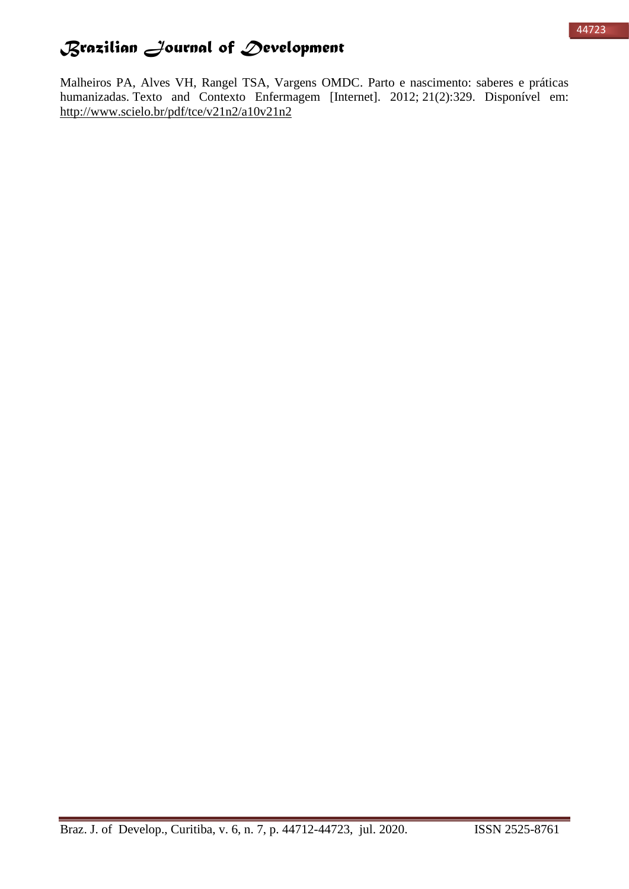Malheiros PA, Alves VH, Rangel TSA, Vargens OMDC. Parto e nascimento: saberes e práticas humanizadas. Texto and Contexto Enfermagem [Internet]. 2012; 21(2):329. Disponível em: http://www.scielo.br/pdf/tce/v21n2/a10v21n2